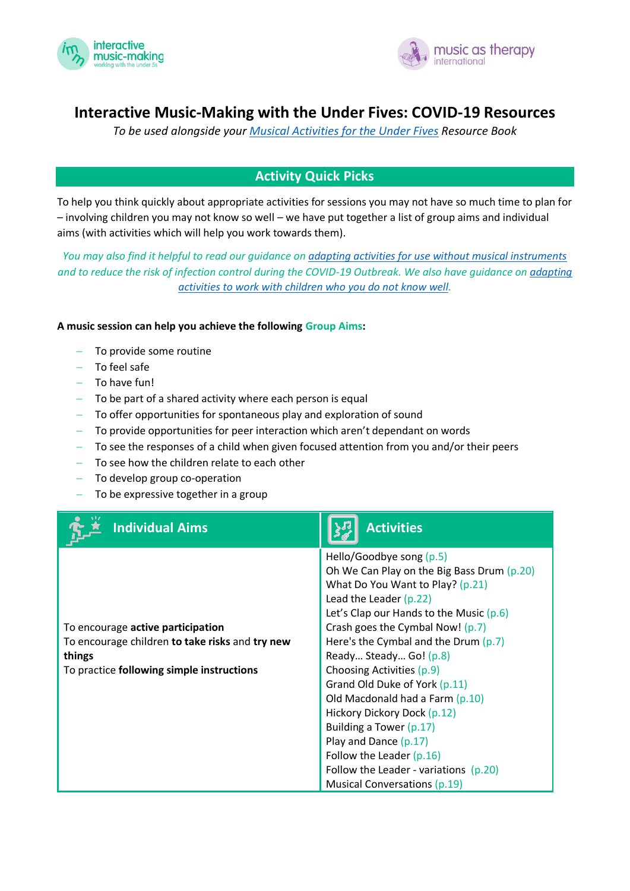# Interactive Music-Making with the Under Fives: COVID-19 Resources

*To be used alongside your Musical Activities for the Under Fives Resource Book*

## Activity Quick Picks

To help you think quickly about appropriate activities for sessions you may not have so much time to plan for – involving children you may not know so well – we have put together a list of group aims and individual aims (with activities which will help you work towards them).

*You may also find it helpful to read our guidance on adapting activities for use without musical instruments and to reduce the risk of infection control during the COVID-19 Outbreak. We also have guidance on adapting activities to work with children who you do not know well.*

**A music session can help you achieve the following Group Aims:**

- To provide some routine
- To feel safe
- To have fun!
- To be part of a shared activity where each person is equal
- To offer opportunities for spontaneous play and exploration of sound
- To provide opportunities for peer interaction which aren't dependant on words
- To see the responses of a child when given focused attention from you and/or their peers
- To see how the children relate to each other
- To develop group co-operation
- To be expressive together in a group

| Individual Aims | Activities |
|---|---|
| To encourage **active participation**<br>To encourage children **to take risks** and **try new things**<br>To practice **following simple instructions** | Hello/Goodbye song (p.5)<br>Oh We Can Play on the Big Bass Drum (p.20)<br>What Do You Want to Play? (p.21)<br>Lead the Leader (p.22)<br>Let's Clap our Hands to the Music (p.6)<br>Crash goes the Cymbal Now! (p.7)<br>Here's the Cymbal and the Drum (p.7)<br>Ready… Steady… Go! (p.8)<br>Choosing Activities (p.9)<br>Grand Old Duke of York (p.11)<br>Old Macdonald had a Farm (p.10)<br>Hickory Dickory Dock (p.12)<br>Building a Tower (p.17)<br>Play and Dance (p.17)<br>Follow the Leader (p.16)<br>Follow the Leader - variations (p.20)<br>Musical Conversations (p.19) |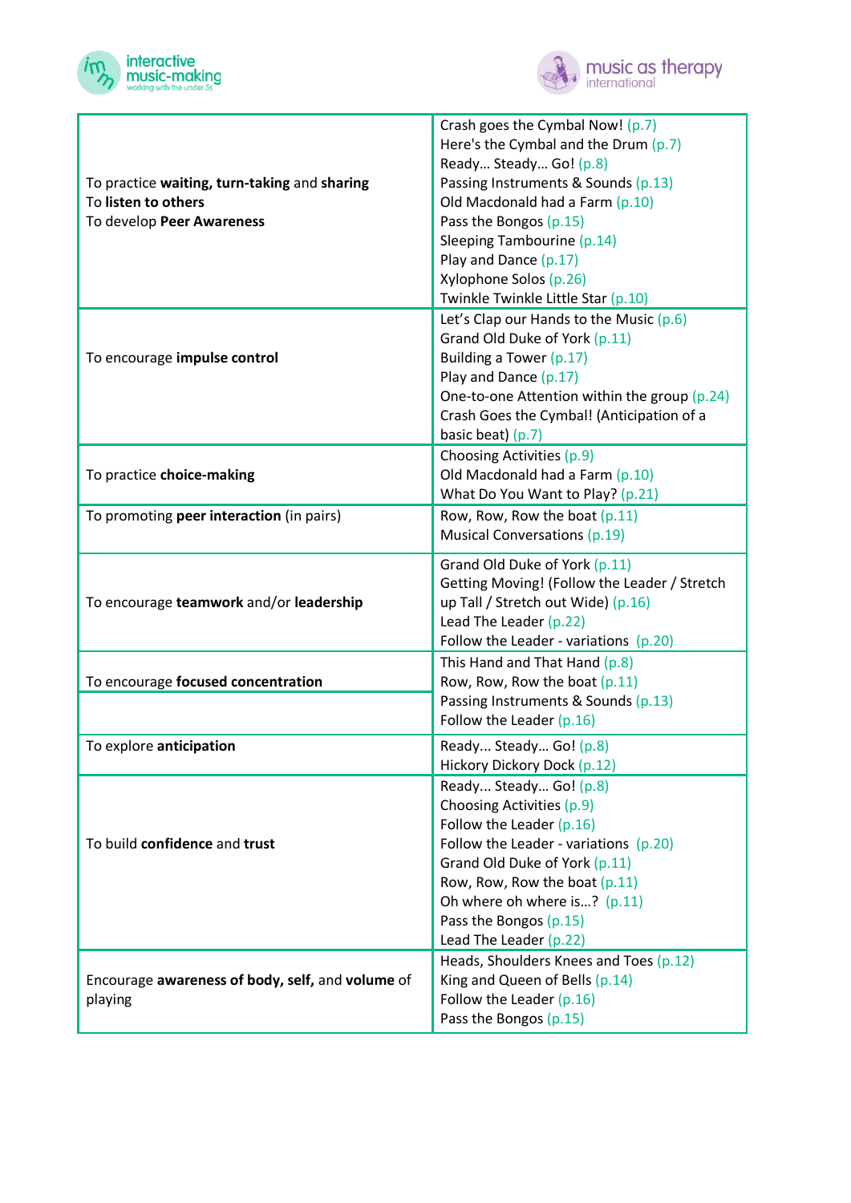| | |
|---|---|
| To practice **waiting, turn-taking** and **sharing**<br>To **listen to others**<br>To develop **Peer Awareness** | Crash goes the Cymbal Now! (p.7)<br>Here's the Cymbal and the Drum (p.7)<br>Ready… Steady… Go! (p.8)<br>Passing Instruments & Sounds (p.13)<br>Old Macdonald had a Farm (p.10)<br>Pass the Bongos (p.15)<br>Sleeping Tambourine (p.14)<br>Play and Dance (p.17)<br>Xylophone Solos (p.26)<br>Twinkle Twinkle Little Star (p.10) |
| To encourage **impulse control** | Let's Clap our Hands to the Music (p.6)<br>Grand Old Duke of York (p.11)<br>Building a Tower (p.17)<br>Play and Dance (p.17)<br>One-to-one Attention within the group (p.24)<br>Crash Goes the Cymbal! (Anticipation of a basic beat) (p.7) |
| To practice **choice-making** | Choosing Activities (p.9)<br>Old Macdonald had a Farm (p.10)<br>What Do You Want to Play? (p.21) |
| To promoting **peer interaction** (in pairs) | Row, Row, Row the boat (p.11)<br>Musical Conversations (p.19) |
| To encourage **teamwork** and/or **leadership** | Grand Old Duke of York (p.11)<br>Getting Moving! (Follow the Leader / Stretch up Tall / Stretch out Wide) (p.16)<br>Lead The Leader (p.22)<br>Follow the Leader - variations (p.20) |
| To encourage **focused concentration** | This Hand and That Hand (p.8)<br>Row, Row, Row the boat (p.11)<br>Passing Instruments & Sounds (p.13)<br>Follow the Leader (p.16) |
| To explore **anticipation** | Ready... Steady… Go! (p.8)<br>Hickory Dickory Dock (p.12) |
| To build **confidence** and **trust** | Ready… Steady… Go! (p.8)<br>Choosing Activities (p.9)<br>Follow the Leader (p.16)<br>Follow the Leader - variations (p.20)<br>Grand Old Duke of York (p.11)<br>Row, Row, Row the boat (p.11)<br>Oh where oh where is…? (p.11)<br>Pass the Bongos (p.15)<br>Lead The Leader (p.22) |
| Encourage **awareness of body, self,** and **volume** of playing | Heads, Shoulders Knees and Toes (p.12)<br>King and Queen of Bells (p.14)<br>Follow the Leader (p.16)<br>Pass the Bongos (p.15) |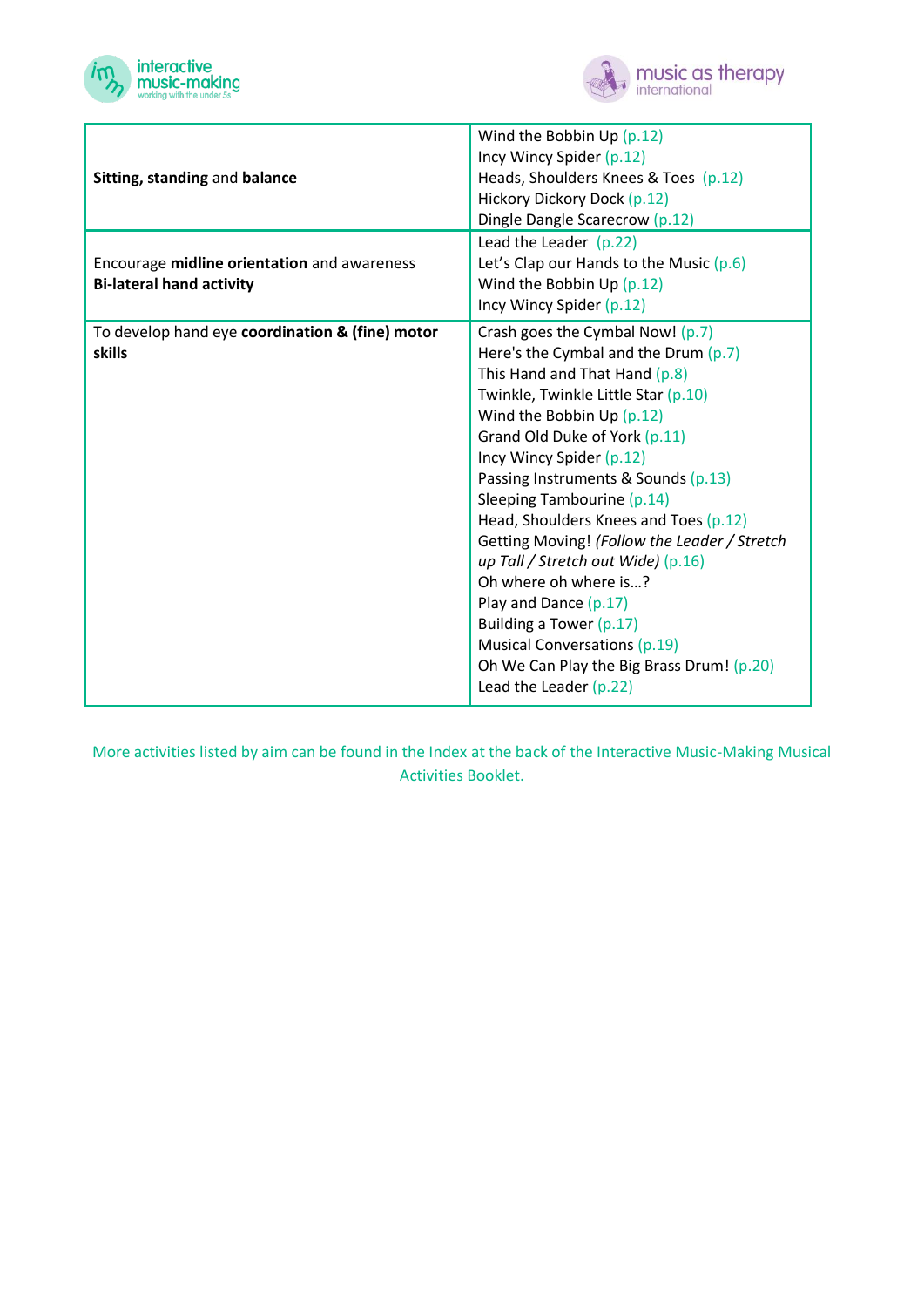| | |
|---|---|
| **Sitting, standing** and **balance** | Wind the Bobbin Up (p.12)<br>Incy Wincy Spider (p.12)<br>Heads, Shoulders Knees & Toes (p.12)<br>Hickory Dickory Dock (p.12)<br>Dingle Dangle Scarecrow (p.12) |
| Encourage **midline orientation** and awareness<br>**Bi-lateral hand activity** | Lead the Leader (p.22)<br>Let's Clap our Hands to the Music (p.6)<br>Wind the Bobbin Up (p.12)<br>Incy Wincy Spider (p.12) |
| To develop hand eye **coordination & (fine) motor skills** | Crash goes the Cymbal Now! (p.7)<br>Here's the Cymbal and the Drum (p.7)<br>This Hand and That Hand (p.8)<br>Twinkle, Twinkle Little Star (p.10)<br>Wind the Bobbin Up (p.12)<br>Grand Old Duke of York (p.11)<br>Incy Wincy Spider (p.12)<br>Passing Instruments & Sounds (p.13)<br>Sleeping Tambourine (p.14)<br>Head, Shoulders Knees and Toes (p.12)<br>Getting Moving! *(Follow the Leader / Stretch up Tall / Stretch out Wide)* (p.16)<br>Oh where oh where is…?<br>Play and Dance (p.17)<br>Building a Tower (p.17)<br>Musical Conversations (p.19)<br>Oh We Can Play the Big Brass Drum! (p.20)<br>Lead the Leader (p.22) |

More activities listed by aim can be found in the Index at the back of the Interactive Music-Making Musical Activities Booklet.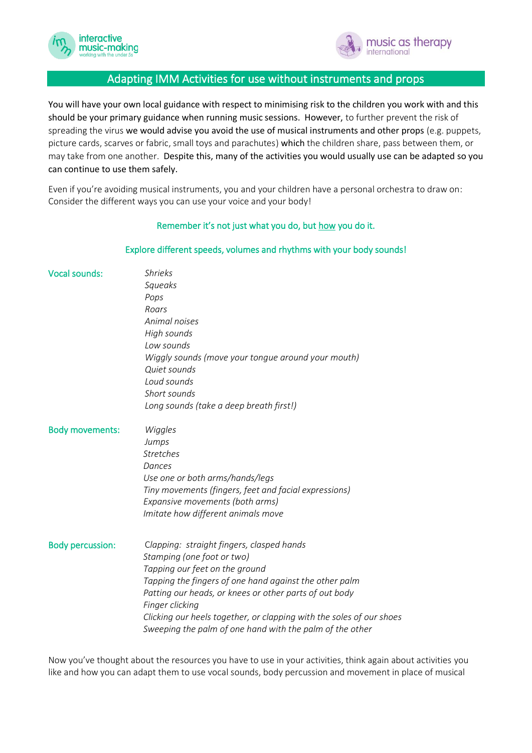## Adapting IMM Activities for use without instruments and props

You will have your own local guidance with respect to minimising risk to the children you work with and this should be your primary guidance when running music sessions. However, to further prevent the risk of spreading the virus we would advise you avoid the use of musical instruments and other props (e.g. puppets, picture cards, scarves or fabric, small toys and parachutes) which the children share, pass between them, or may take from one another. Despite this, many of the activities you would usually use can be adapted so you can continue to use them safely.

Even if you're avoiding musical instruments, you and your children have a personal orchestra to draw on: Consider the different ways you can use your voice and your body!

Remember it's not just what you do, but <u>how</u> you do it.

Explore different speeds, volumes and rhythms with your body sounds!

**Vocal sounds:**

- *Shrieks*
- *Squeaks*
- *Pops*
- *Roars*
- *Animal noises*
- *High sounds*
- *Low sounds*
- *Wiggly sounds (move your tongue around your mouth)*
- *Quiet sounds*
- *Loud sounds*
- *Short sounds*
- *Long sounds (take a deep breath first!)*

**Body movements:**

- *Wiggles*
- *Jumps*
- *Stretches*
- *Dances*
- *Use one or both arms/hands/legs*
- *Tiny movements (fingers, feet and facial expressions)*
- *Expansive movements (both arms)*
- *Imitate how different animals move*

**Body percussion:**

- *Clapping: straight fingers, clasped hands*
- *Stamping (one foot or two)*
- *Tapping our feet on the ground*
- *Tapping the fingers of one hand against the other palm*
- *Patting our heads, or knees or other parts of out body*
- *Finger clicking*
- *Clicking our heels together, or clapping with the soles of our shoes*
- *Sweeping the palm of one hand with the palm of the other*

Now you've thought about the resources you have to use in your activities, think again about activities you like and how you can adapt them to use vocal sounds, body percussion and movement in place of musical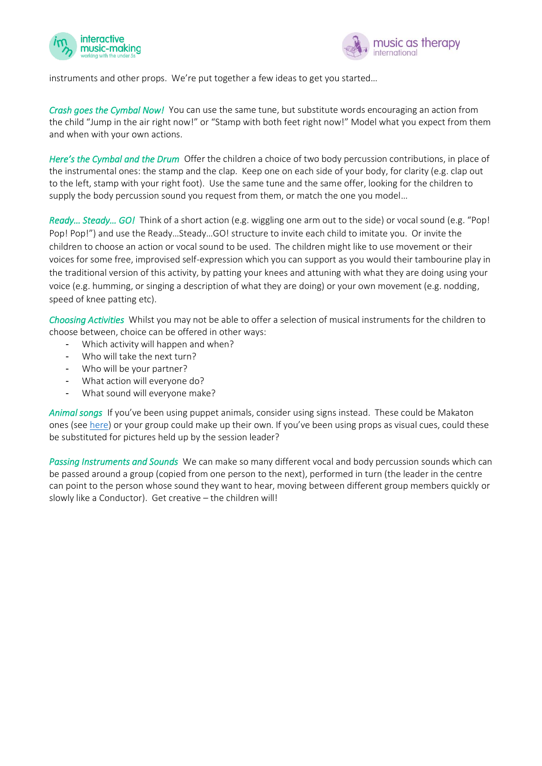instruments and other props.  We're put together a few ideas to get you started…

*Crash goes the Cymbal Now!* You can use the same tune, but substitute words encouraging an action from the child "Jump in the air right now!" or "Stamp with both feet right now!" Model what you expect from them and when with your own actions.

*Here's the Cymbal and the Drum* Offer the children a choice of two body percussion contributions, in place of the instrumental ones: the stamp and the clap.  Keep one on each side of your body, for clarity (e.g. clap out to the left, stamp with your right foot).  Use the same tune and the same offer, looking for the children to supply the body percussion sound you request from them, or match the one you model…

*Ready… Steady… GO!* Think of a short action (e.g. wiggling one arm out to the side) or vocal sound (e.g. "Pop! Pop! Pop!") and use the Ready…Steady…GO! structure to invite each child to imitate you.  Or invite the children to choose an action or vocal sound to be used.  The children might like to use movement or their voices for some free, improvised self-expression which you can support as you would their tambourine play in the traditional version of this activity, by patting your knees and attuning with what they are doing using your voice (e.g. humming, or singing a description of what they are doing) or your own movement (e.g. nodding, speed of knee patting etc).

*Choosing Activities* Whilst you may not be able to offer a selection of musical instruments for the children to choose between, choice can be offered in other ways:

- Which activity will happen and when?
- Who will take the next turn?
- Who will be your partner?
- What action will everyone do?
- What sound will everyone make?

*Animal songs* If you've been using puppet animals, consider using signs instead.  These could be Makaton ones (see here) or your group could make up their own. If you've been using props as visual cues, could these be substituted for pictures held up by the session leader?

*Passing Instruments and Sounds* We can make so many different vocal and body percussion sounds which can be passed around a group (copied from one person to the next), performed in turn (the leader in the centre can point to the person whose sound they want to hear, moving between different group members quickly or slowly like a Conductor).  Get creative – the children will!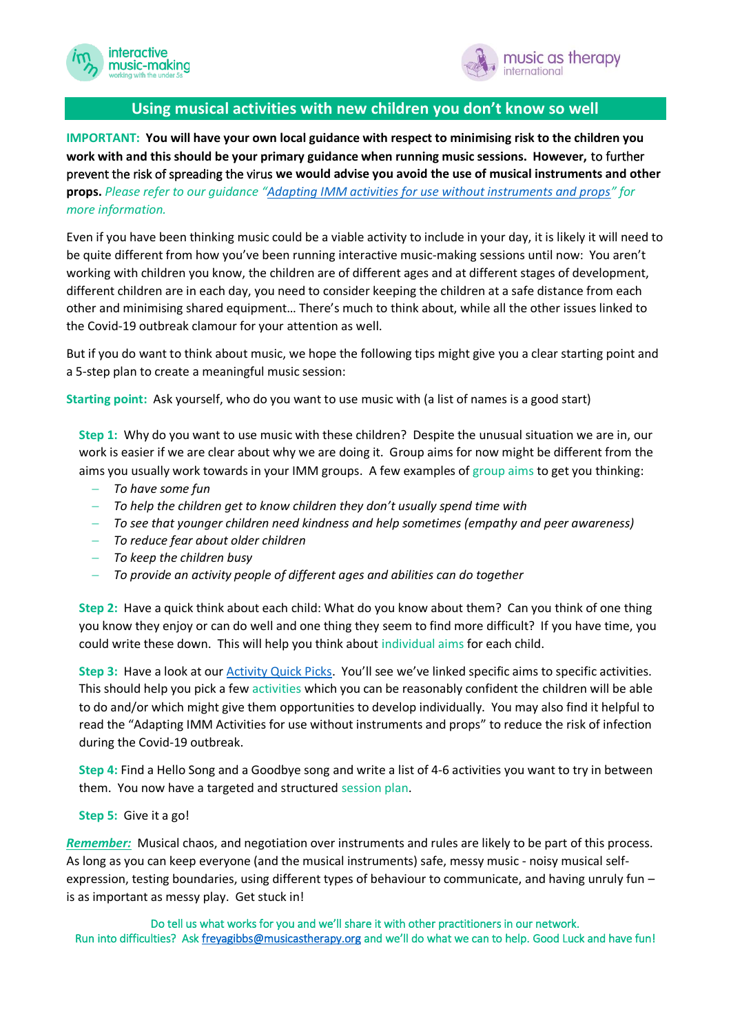## Using musical activities with new children you don't know so well

**IMPORTANT: You will have your own local guidance with respect to minimising risk to the children you work with and this should be your primary guidance when running music sessions. However,** to further prevent the risk of spreading the virus **we would advise you avoid the use of musical instruments and other props.** *Please refer to our guidance "Adapting IMM activities for use without instruments and props" for more information.*

Even if you have been thinking music could be a viable activity to include in your day, it is likely it will need to be quite different from how you've been running interactive music-making sessions until now: You aren't working with children you know, the children are of different ages and at different stages of development, different children are in each day, you need to consider keeping the children at a safe distance from each other and minimising shared equipment… There's much to think about, while all the other issues linked to the Covid-19 outbreak clamour for your attention as well.

But if you do want to think about music, we hope the following tips might give you a clear starting point and a 5-step plan to create a meaningful music session:

**Starting point:** Ask yourself, who do you want to use music with (a list of names is a good start)

**Step 1:** Why do you want to use music with these children? Despite the unusual situation we are in, our work is easier if we are clear about why we are doing it. Group aims for now might be different from the aims you usually work towards in your IMM groups. A few examples of group aims to get you thinking:

- *To have some fun*
- *To help the children get to know children they don't usually spend time with*
- *To see that younger children need kindness and help sometimes (empathy and peer awareness)*
- *To reduce fear about older children*
- *To keep the children busy*
- *To provide an activity people of different ages and abilities can do together*

**Step 2:** Have a quick think about each child: What do you know about them? Can you think of one thing you know they enjoy or can do well and one thing they seem to find more difficult? If you have time, you could write these down. This will help you think about individual aims for each child.

**Step 3:** Have a look at our Activity Quick Picks. You'll see we've linked specific aims to specific activities. This should help you pick a few activities which you can be reasonably confident the children will be able to do and/or which might give them opportunities to develop individually. You may also find it helpful to read the "Adapting IMM Activities for use without instruments and props" to reduce the risk of infection during the Covid-19 outbreak.

**Step 4:** Find a Hello Song and a Goodbye song and write a list of 4-6 activities you want to try in between them. You now have a targeted and structured session plan.

**Step 5:** Give it a go!

***Remember:*** Musical chaos, and negotiation over instruments and rules are likely to be part of this process. As long as you can keep everyone (and the musical instruments) safe, messy music - noisy musical self-expression, testing boundaries, using different types of behaviour to communicate, and having unruly fun – is as important as messy play. Get stuck in!

Do tell us what works for you and we'll share it with other practitioners in our network.
Run into difficulties? Ask freyagibbs@musicastherapy.org and we'll do what we can to help. Good Luck and have fun!